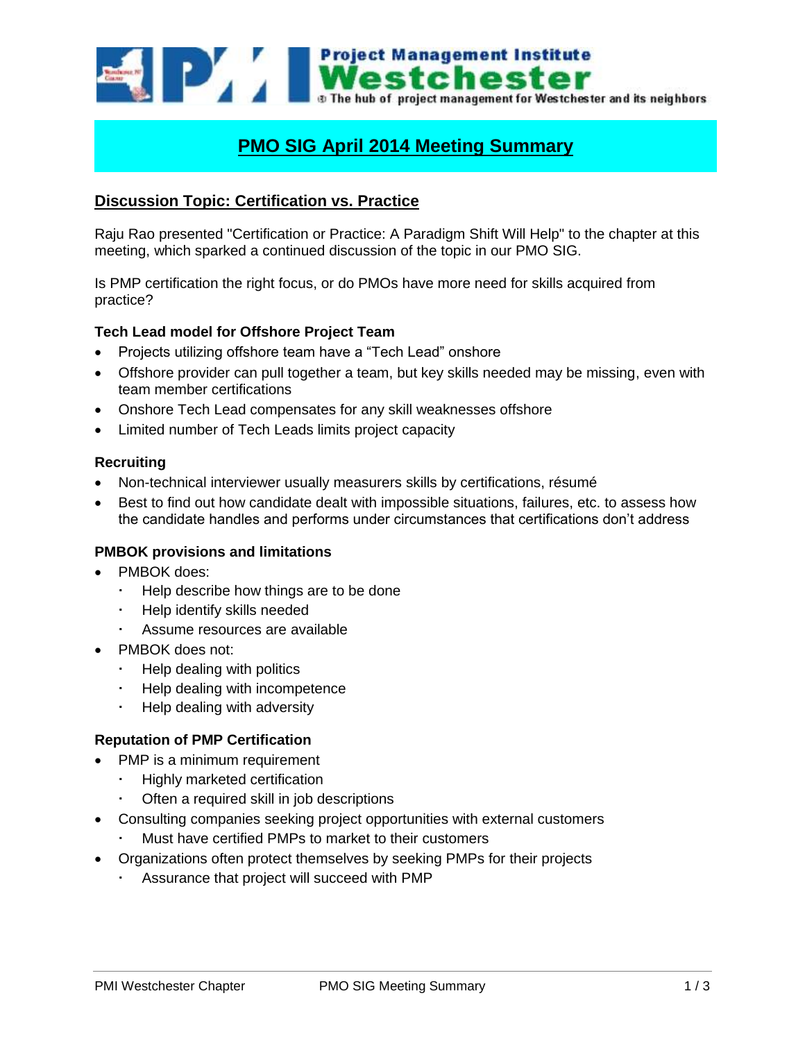Project Management Institute
**Westchester**
The hub of project management for Westchester and its neighbors

# PMO SIG April 2014 Meeting Summary

## Discussion Topic: Certification vs. Practice

Raju Rao presented "Certification or Practice: A Paradigm Shift Will Help" to the chapter at this meeting, which sparked a continued discussion of the topic in our PMO SIG.

Is PMP certification the right focus, or do PMOs have more need for skills acquired from practice?

### Tech Lead model for Offshore Project Team

- Projects utilizing offshore team have a "Tech Lead" onshore
- Offshore provider can pull together a team, but key skills needed may be missing, even with team member certifications
- Onshore Tech Lead compensates for any skill weaknesses offshore
- Limited number of Tech Leads limits project capacity

### Recruiting

- Non-technical interviewer usually measurers skills by certifications, résumé
- Best to find out how candidate dealt with impossible situations, failures, etc. to assess how the candidate handles and performs under circumstances that certifications don't address

### PMBOK provisions and limitations

- PMBOK does:
  - Help describe how things are to be done
  - Help identify skills needed
  - Assume resources are available
- PMBOK does not:
  - Help dealing with politics
  - Help dealing with incompetence
  - Help dealing with adversity

### Reputation of PMP Certification

- PMP is a minimum requirement
  - Highly marketed certification
  - Often a required skill in job descriptions
- Consulting companies seeking project opportunities with external customers
  - Must have certified PMPs to market to their customers
- Organizations often protect themselves by seeking PMPs for their projects
  - Assurance that project will succeed with PMP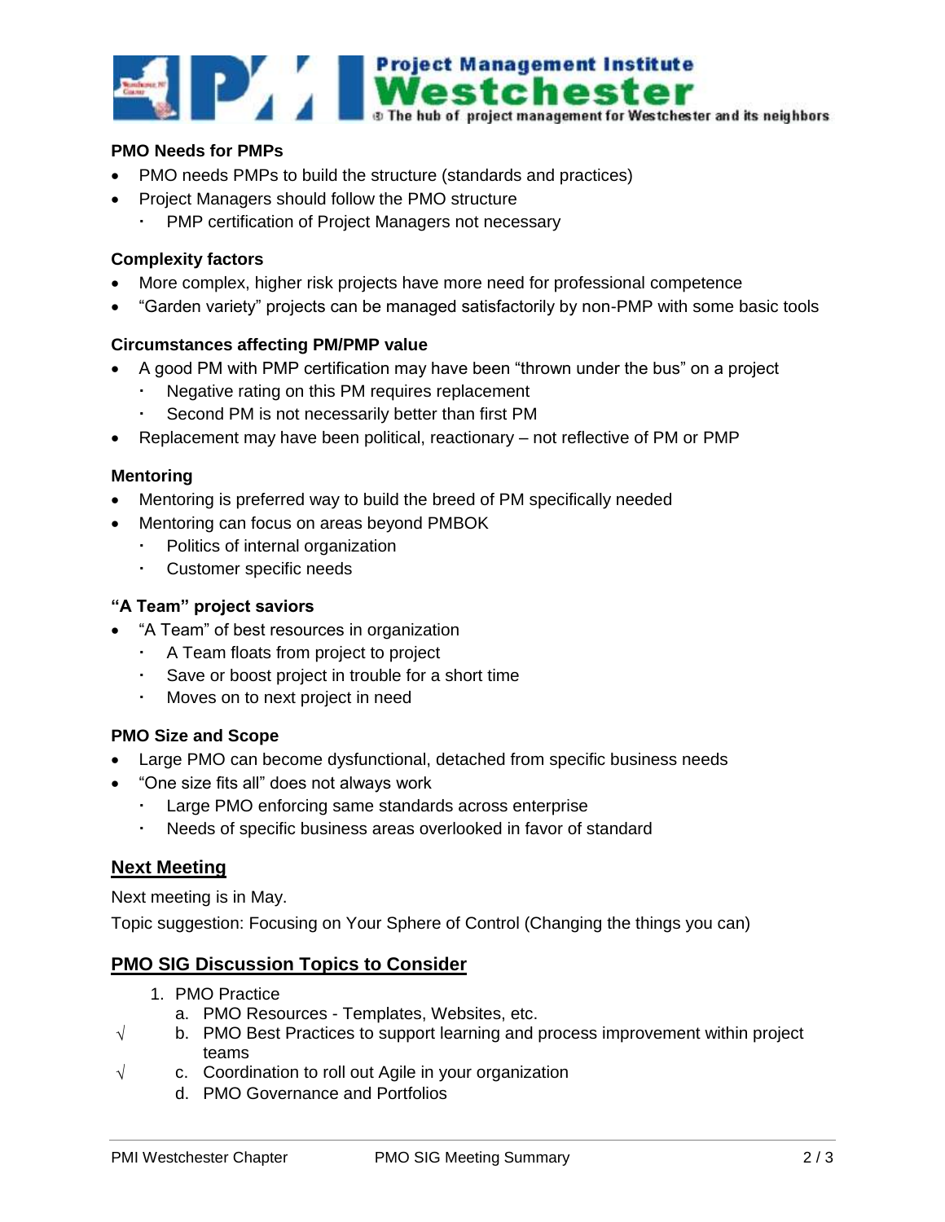### PMO Needs for PMPs

- PMO needs PMPs to build the structure (standards and practices)
- Project Managers should follow the PMO structure
  - PMP certification of Project Managers not necessary

### Complexity factors

- More complex, higher risk projects have more need for professional competence
- "Garden variety" projects can be managed satisfactorily by non-PMP with some basic tools

### Circumstances affecting PM/PMP value

- A good PM with PMP certification may have been "thrown under the bus" on a project
  - Negative rating on this PM requires replacement
  - Second PM is not necessarily better than first PM
- Replacement may have been political, reactionary – not reflective of PM or PMP

### Mentoring

- Mentoring is preferred way to build the breed of PM specifically needed
- Mentoring can focus on areas beyond PMBOK
  - Politics of internal organization
  - Customer specific needs

### "A Team" project saviors

- "A Team" of best resources in organization
  - A Team floats from project to project
  - Save or boost project in trouble for a short time
  - Moves on to next project in need

### PMO Size and Scope

- Large PMO can become dysfunctional, detached from specific business needs
- "One size fits all" does not always work
  - Large PMO enforcing same standards across enterprise
  - Needs of specific business areas overlooked in favor of standard

## Next Meeting

Next meeting is in May.

Topic suggestion: Focusing on Your Sphere of Control (Changing the things you can)

## PMO SIG Discussion Topics to Consider

1. PMO Practice
   a. PMO Resources - Templates, Websites, etc.
   √ b. PMO Best Practices to support learning and process improvement within project teams
   √ c. Coordination to roll out Agile in your organization
   d. PMO Governance and Portfolios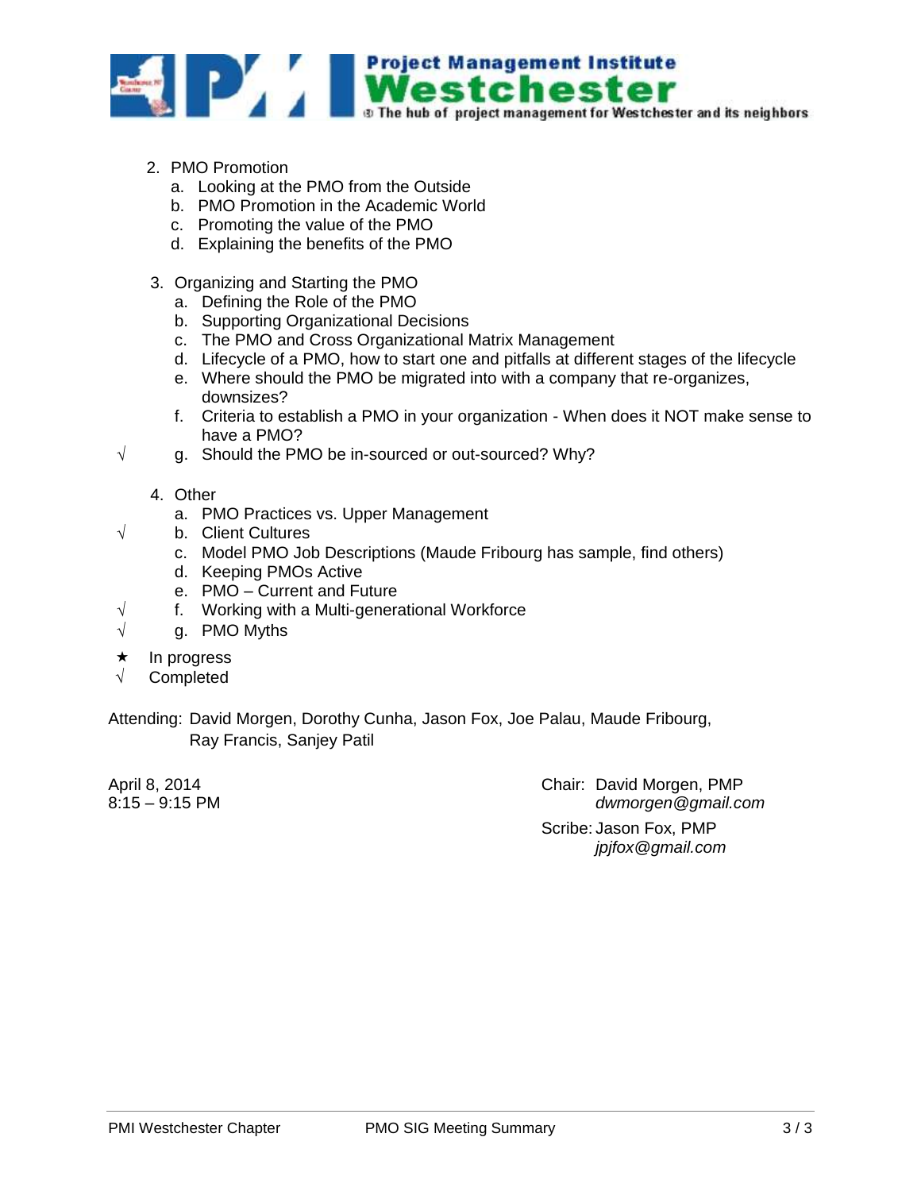2. PMO Promotion
   a. Looking at the PMO from the Outside
   b. PMO Promotion in the Academic World
   c. Promoting the value of the PMO
   d. Explaining the benefits of the PMO

3. Organizing and Starting the PMO
   a. Defining the Role of the PMO
   b. Supporting Organizational Decisions
   c. The PMO and Cross Organizational Matrix Management
   d. Lifecycle of a PMO, how to start one and pitfalls at different stages of the lifecycle
   e. Where should the PMO be migrated into with a company that re-organizes, downsizes?
   f. Criteria to establish a PMO in your organization - When does it NOT make sense to have a PMO?
   √ g. Should the PMO be in-sourced or out-sourced? Why?

4. Other
   a. PMO Practices vs. Upper Management
   √ b. Client Cultures
   c. Model PMO Job Descriptions (Maude Fribourg has sample, find others)
   d. Keeping PMOs Active
   e. PMO – Current and Future
   √ f. Working with a Multi-generational Workforce
   √ g. PMO Myths

★ In progress
√ Completed

Attending: David Morgen, Dorothy Cunha, Jason Fox, Joe Palau, Maude Fribourg, Ray Francis, Sanjey Patil

April 8, 2014
8:15 – 9:15 PM

Chair: David Morgen, PMP
*dwmorgen@gmail.com*

Scribe: Jason Fox, PMP
*jpjfox@gmail.com*